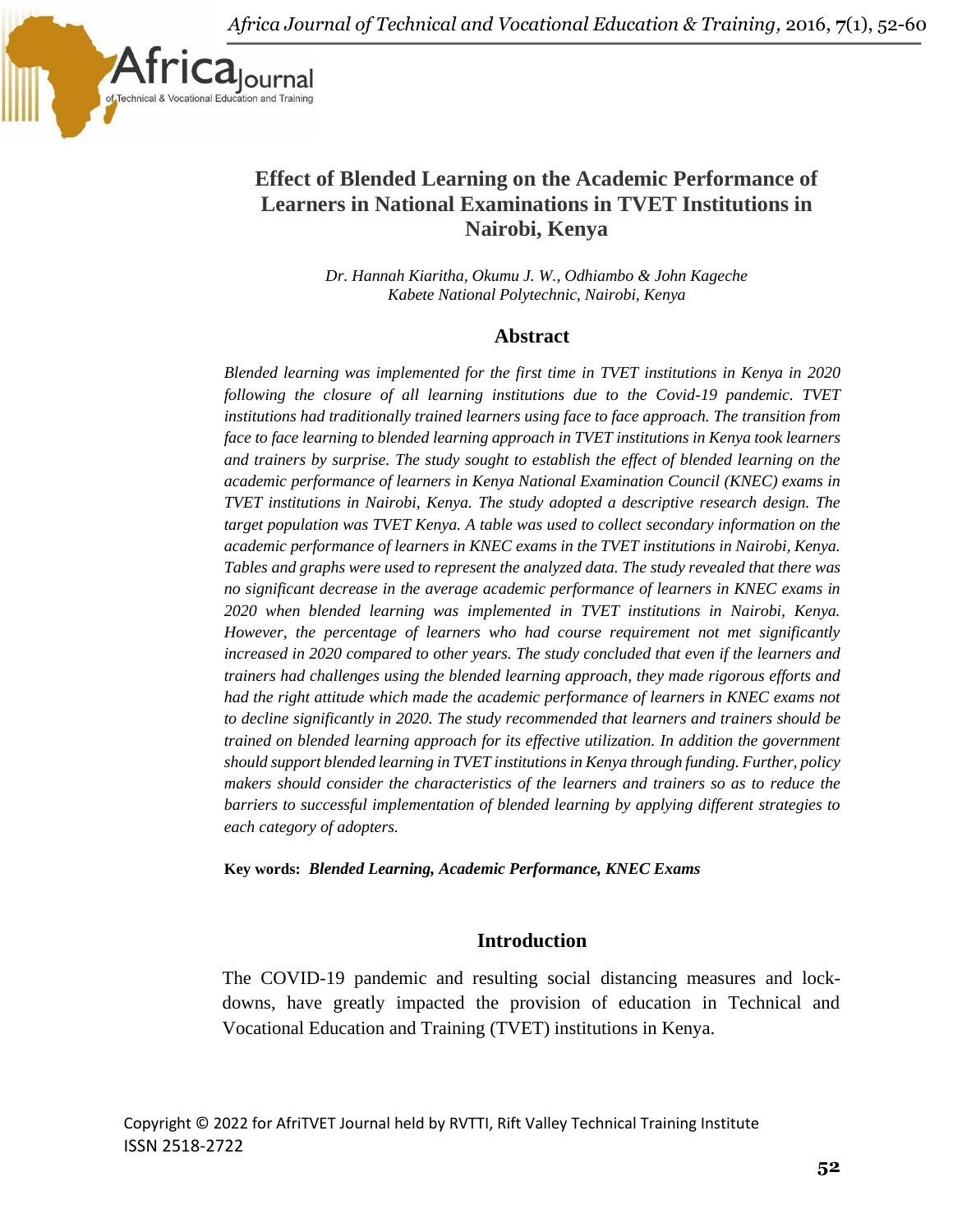# Effect of Blended Learning on the Academic Performance of Learners in National Examinations in TVET Institutions in Nairobi, Kenya

*Dr. Hannah Kiaritha, Okumu J. W., Odhiambo & John Kageche*
*Kabete National Polytechnic, Nairobi, Kenya*

## Abstract

*Blended learning was implemented for the first time in TVET institutions in Kenya in 2020 following the closure of all learning institutions due to the Covid-19 pandemic. TVET institutions had traditionally trained learners using face to face approach. The transition from face to face learning to blended learning approach in TVET institutions in Kenya took learners and trainers by surprise. The study sought to establish the effect of blended learning on the academic performance of learners in Kenya National Examination Council (KNEC) exams in TVET institutions in Nairobi, Kenya. The study adopted a descriptive research design. The target population was TVET Kenya. A table was used to collect secondary information on the academic performance of learners in KNEC exams in the TVET institutions in Nairobi, Kenya. Tables and graphs were used to represent the analyzed data. The study revealed that there was no significant decrease in the average academic performance of learners in KNEC exams in 2020 when blended learning was implemented in TVET institutions in Nairobi, Kenya. However, the percentage of learners who had course requirement not met significantly increased in 2020 compared to other years. The study concluded that even if the learners and trainers had challenges using the blended learning approach, they made rigorous efforts and had the right attitude which made the academic performance of learners in KNEC exams not to decline significantly in 2020. The study recommended that learners and trainers should be trained on blended learning approach for its effective utilization. In addition the government should support blended learning in TVET institutions in Kenya through funding. Further, policy makers should consider the characteristics of the learners and trainers so as to reduce the barriers to successful implementation of blended learning by applying different strategies to each category of adopters.*

**Key words:** ***Blended Learning, Academic Performance, KNEC Exams***

## Introduction

The COVID-19 pandemic and resulting social distancing measures and lock-downs, have greatly impacted the provision of education in Technical and Vocational Education and Training (TVET) institutions in Kenya.

Copyright © 2022 for AfriTVET Journal held by RVTTI, Rift Valley Technical Training Institute
ISSN 2518-2722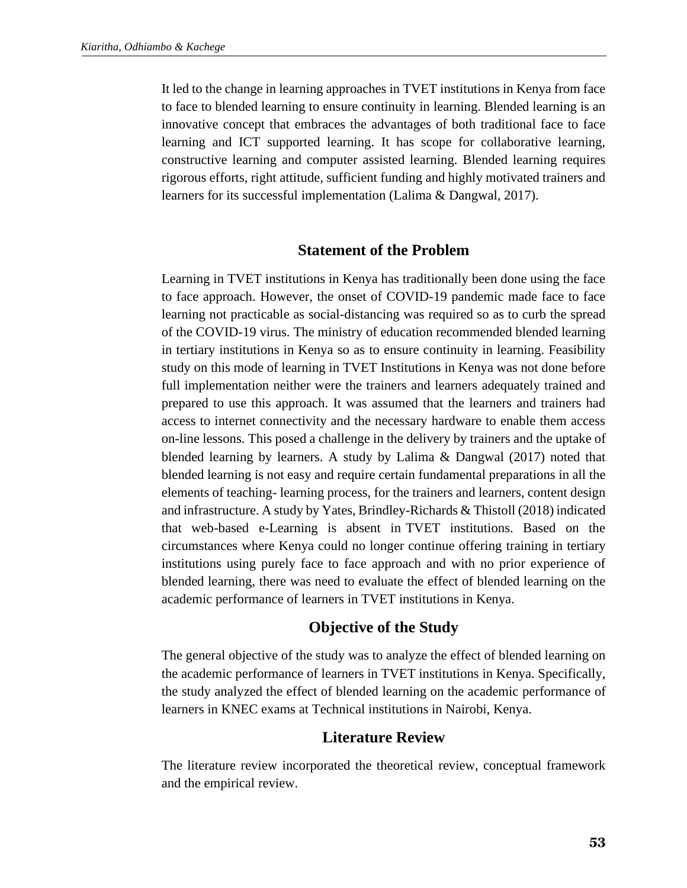It led to the change in learning approaches in TVET institutions in Kenya from face to face to blended learning to ensure continuity in learning. Blended learning is an innovative concept that embraces the advantages of both traditional face to face learning and ICT supported learning. It has scope for collaborative learning, constructive learning and computer assisted learning. Blended learning requires rigorous efforts, right attitude, sufficient funding and highly motivated trainers and learners for its successful implementation (Lalima & Dangwal, 2017).

## Statement of the Problem

Learning in TVET institutions in Kenya has traditionally been done using the face to face approach. However, the onset of COVID-19 pandemic made face to face learning not practicable as social-distancing was required so as to curb the spread of the COVID-19 virus. The ministry of education recommended blended learning in tertiary institutions in Kenya so as to ensure continuity in learning. Feasibility study on this mode of learning in TVET Institutions in Kenya was not done before full implementation neither were the trainers and learners adequately trained and prepared to use this approach. It was assumed that the learners and trainers had access to internet connectivity and the necessary hardware to enable them access on-line lessons. This posed a challenge in the delivery by trainers and the uptake of blended learning by learners. A study by Lalima & Dangwal (2017) noted that blended learning is not easy and require certain fundamental preparations in all the elements of teaching- learning process, for the trainers and learners, content design and infrastructure. A study by Yates, Brindley-Richards & Thistoll (2018) indicated that web-based e-Learning is absent in TVET institutions. Based on the circumstances where Kenya could no longer continue offering training in tertiary institutions using purely face to face approach and with no prior experience of blended learning, there was need to evaluate the effect of blended learning on the academic performance of learners in TVET institutions in Kenya.

## Objective of the Study

The general objective of the study was to analyze the effect of blended learning on the academic performance of learners in TVET institutions in Kenya. Specifically, the study analyzed the effect of blended learning on the academic performance of learners in KNEC exams at Technical institutions in Nairobi, Kenya.

## Literature Review

The literature review incorporated the theoretical review, conceptual framework and the empirical review.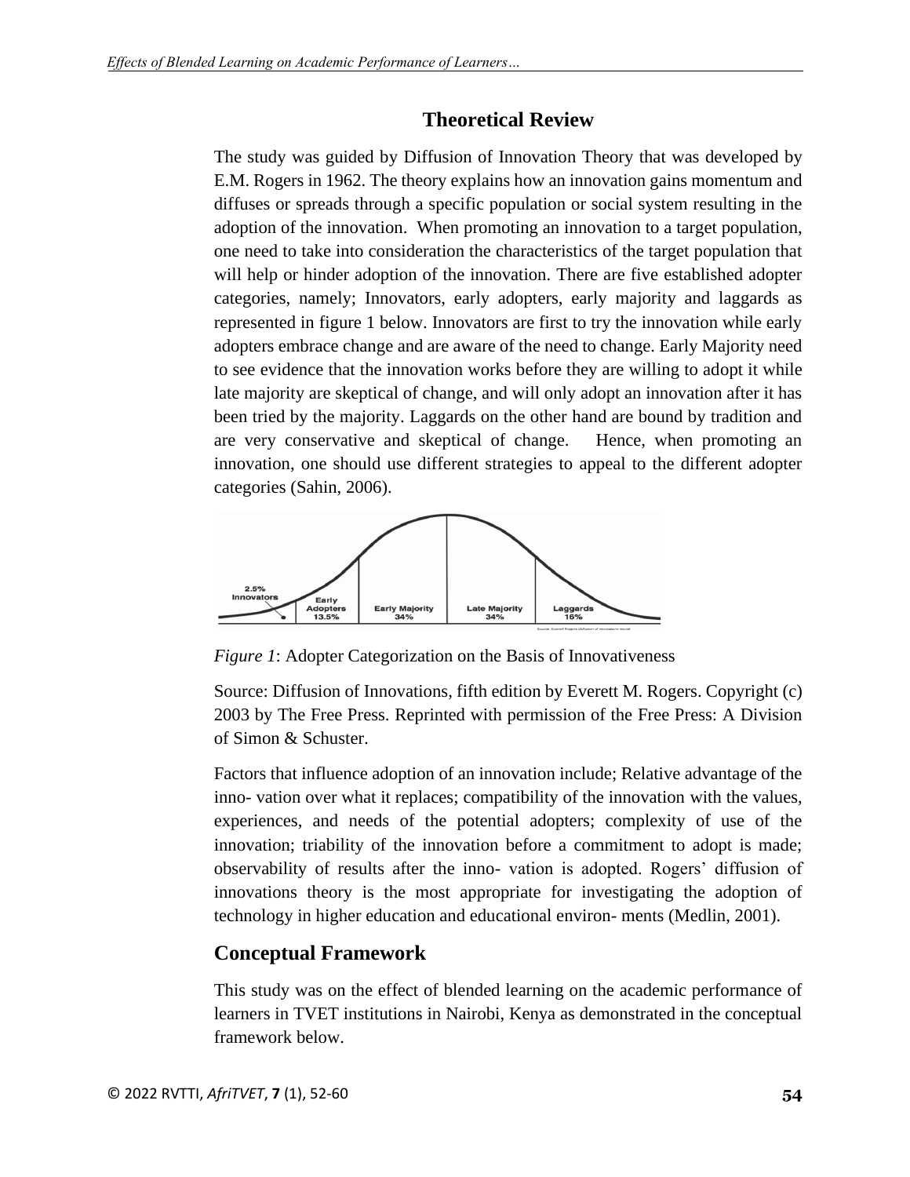## Theoretical Review

The study was guided by Diffusion of Innovation Theory that was developed by E.M. Rogers in 1962. The theory explains how an innovation gains momentum and diffuses or spreads through a specific population or social system resulting in the adoption of the innovation. When promoting an innovation to a target population, one need to take into consideration the characteristics of the target population that will help or hinder adoption of the innovation. There are five established adopter categories, namely; Innovators, early adopters, early majority and laggards as represented in figure 1 below. Innovators are first to try the innovation while early adopters embrace change and are aware of the need to change. Early Majority need to see evidence that the innovation works before they are willing to adopt it while late majority are skeptical of change, and will only adopt an innovation after it has been tried by the majority. Laggards on the other hand are bound by tradition and are very conservative and skeptical of change. Hence, when promoting an innovation, one should use different strategies to appeal to the different adopter categories (Sahin, 2006).

2.5% Innovators
Early Adopters 13.5%
Early Majority 34%
Late Majority 34%
Laggards 16%

*Figure 1*: Adopter Categorization on the Basis of Innovativeness

Source: Diffusion of Innovations, fifth edition by Everett M. Rogers. Copyright (c) 2003 by The Free Press. Reprinted with permission of the Free Press: A Division of Simon & Schuster.

Factors that influence adoption of an innovation include; Relative advantage of the inno- vation over what it replaces; compatibility of the innovation with the values, experiences, and needs of the potential adopters; complexity of use of the innovation; triability of the innovation before a commitment to adopt is made; observability of results after the inno- vation is adopted. Rogers' diffusion of innovations theory is the most appropriate for investigating the adoption of technology in higher education and educational environ- ments (Medlin, 2001).

## Conceptual Framework

This study was on the effect of blended learning on the academic performance of learners in TVET institutions in Nairobi, Kenya as demonstrated in the conceptual framework below.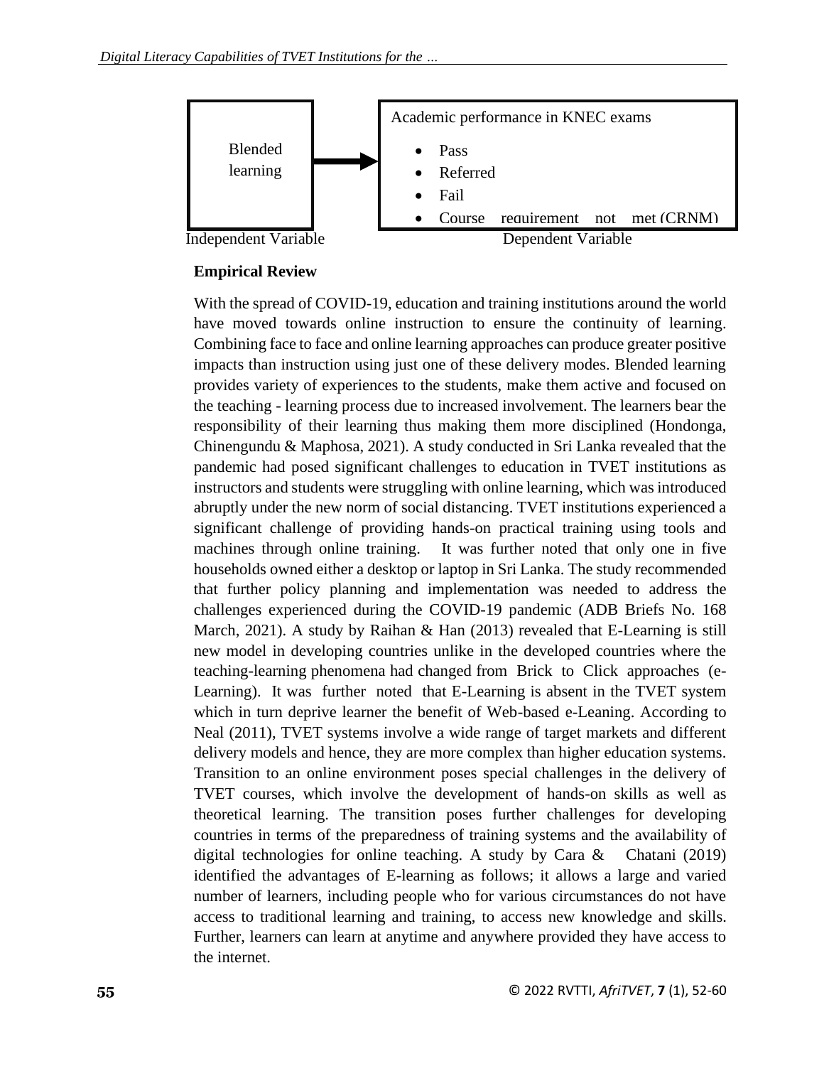Blended learning

Academic performance in KNEC exams

- Pass
- Referred
- Fail
- Course requirement not met (CRNM)

Independent Variable

Dependent Variable

**Empirical Review**

With the spread of COVID-19, education and training institutions around the world have moved towards online instruction to ensure the continuity of learning. Combining face to face and online learning approaches can produce greater positive impacts than instruction using just one of these delivery modes. Blended learning provides variety of experiences to the students, make them active and focused on the teaching - learning process due to increased involvement. The learners bear the responsibility of their learning thus making them more disciplined (Hondonga, Chinengundu & Maphosa, 2021). A study conducted in Sri Lanka revealed that the pandemic had posed significant challenges to education in TVET institutions as instructors and students were struggling with online learning, which was introduced abruptly under the new norm of social distancing. TVET institutions experienced a significant challenge of providing hands-on practical training using tools and machines through online training. It was further noted that only one in five households owned either a desktop or laptop in Sri Lanka. The study recommended that further policy planning and implementation was needed to address the challenges experienced during the COVID-19 pandemic (ADB Briefs No. 168 March, 2021). A study by Raihan & Han (2013) revealed that E-Learning is still new model in developing countries unlike in the developed countries where the teaching-learning phenomena had changed from Brick to Click approaches (e-Learning). It was further noted that E-Learning is absent in the TVET system which in turn deprive learner the benefit of Web-based e-Leaning. According to Neal (2011), TVET systems involve a wide range of target markets and different delivery models and hence, they are more complex than higher education systems. Transition to an online environment poses special challenges in the delivery of TVET courses, which involve the development of hands-on skills as well as theoretical learning. The transition poses further challenges for developing countries in terms of the preparedness of training systems and the availability of digital technologies for online teaching. A study by Cara & Chatani (2019) identified the advantages of E-learning as follows; it allows a large and varied number of learners, including people who for various circumstances do not have access to traditional learning and training, to access new knowledge and skills. Further, learners can learn at anytime and anywhere provided they have access to the internet.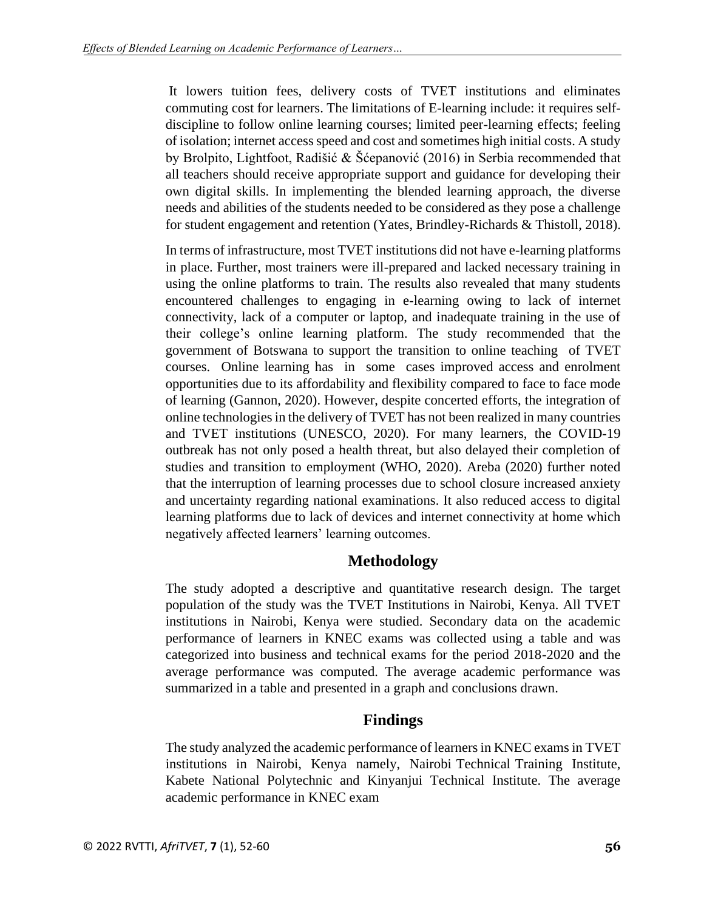It lowers tuition fees, delivery costs of TVET institutions and eliminates commuting cost for learners. The limitations of E-learning include: it requires self-discipline to follow online learning courses; limited peer-learning effects; feeling of isolation; internet access speed and cost and sometimes high initial costs. A study by Brolpito, Lightfoot, Radišić & Šćepanović (2016) in Serbia recommended that all teachers should receive appropriate support and guidance for developing their own digital skills. In implementing the blended learning approach, the diverse needs and abilities of the students needed to be considered as they pose a challenge for student engagement and retention (Yates, Brindley-Richards & Thistoll, 2018).

In terms of infrastructure, most TVET institutions did not have e-learning platforms in place. Further, most trainers were ill-prepared and lacked necessary training in using the online platforms to train. The results also revealed that many students encountered challenges to engaging in e-learning owing to lack of internet connectivity, lack of a computer or laptop, and inadequate training in the use of their college's online learning platform. The study recommended that the government of Botswana to support the transition to online teaching of TVET courses. Online learning has in some cases improved access and enrolment opportunities due to its affordability and flexibility compared to face to face mode of learning (Gannon, 2020). However, despite concerted efforts, the integration of online technologies in the delivery of TVET has not been realized in many countries and TVET institutions (UNESCO, 2020). For many learners, the COVID-19 outbreak has not only posed a health threat, but also delayed their completion of studies and transition to employment (WHO, 2020). Areba (2020) further noted that the interruption of learning processes due to school closure increased anxiety and uncertainty regarding national examinations. It also reduced access to digital learning platforms due to lack of devices and internet connectivity at home which negatively affected learners' learning outcomes.

## Methodology

The study adopted a descriptive and quantitative research design. The target population of the study was the TVET Institutions in Nairobi, Kenya. All TVET institutions in Nairobi, Kenya were studied. Secondary data on the academic performance of learners in KNEC exams was collected using a table and was categorized into business and technical exams for the period 2018-2020 and the average performance was computed. The average academic performance was summarized in a table and presented in a graph and conclusions drawn.

## Findings

The study analyzed the academic performance of learners in KNEC exams in TVET institutions in Nairobi, Kenya namely, Nairobi Technical Training Institute, Kabete National Polytechnic and Kinyanjui Technical Institute. The average academic performance in KNEC exam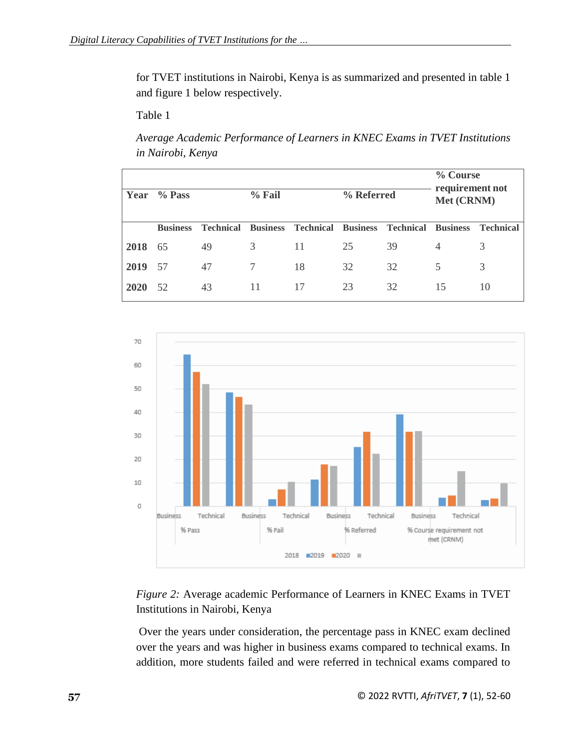for TVET institutions in Nairobi, Kenya is as summarized and presented in table 1 and figure 1 below respectively.

Table 1

*Average Academic Performance of Learners in KNEC Exams in TVET Institutions in Nairobi, Kenya*

| Year | % Pass | | % Fail | | % Referred | | % Course requirement not Met (CRNM) | |
|---|---|---|---|---|---|---|---|---|
| | Business | Technical | Business | Technical | Business | Technical | Business | Technical |
| **2018** | 65 | 49 | 3 | 11 | 25 | 39 | 4 | 3 |
| **2019** | 57 | 47 | 7 | 18 | 32 | 32 | 5 | 3 |
| **2020** | 52 | 43 | 11 | 17 | 23 | 32 | 15 | 10 |

70
60
50
40
30
20
10
0

Business Technical Business Technical Business Technical Business Technical

% Pass % Fail % Referred % Course requirement not met (CRNM)

2018 2019 2020

*Figure 2:* Average academic Performance of Learners in KNEC Exams in TVET Institutions in Nairobi, Kenya

Over the years under consideration, the percentage pass in KNEC exam declined over the years and was higher in business exams compared to technical exams. In addition, more students failed and were referred in technical exams compared to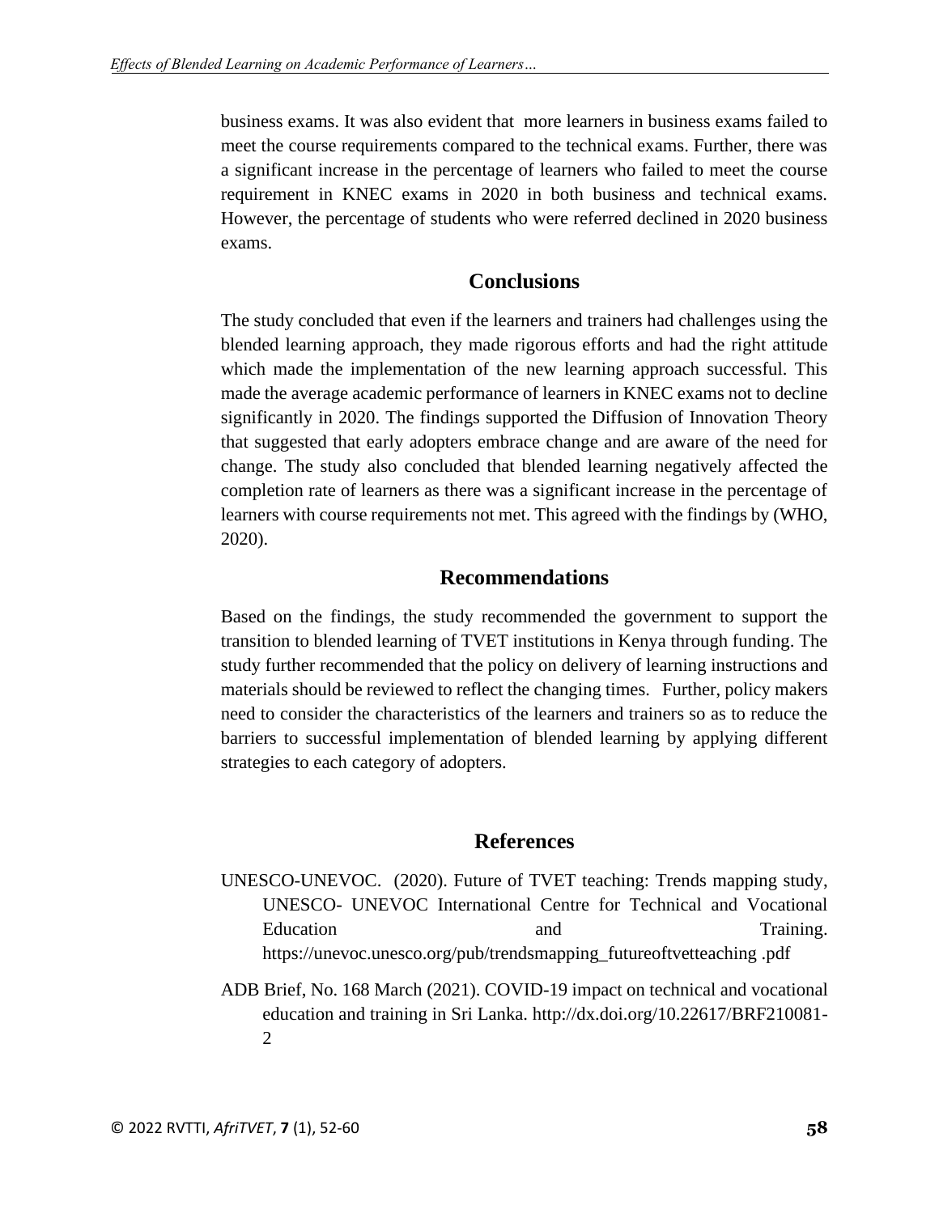business exams. It was also evident that more learners in business exams failed to meet the course requirements compared to the technical exams. Further, there was a significant increase in the percentage of learners who failed to meet the course requirement in KNEC exams in 2020 in both business and technical exams. However, the percentage of students who were referred declined in 2020 business exams.

## Conclusions

The study concluded that even if the learners and trainers had challenges using the blended learning approach, they made rigorous efforts and had the right attitude which made the implementation of the new learning approach successful. This made the average academic performance of learners in KNEC exams not to decline significantly in 2020. The findings supported the Diffusion of Innovation Theory that suggested that early adopters embrace change and are aware of the need for change. The study also concluded that blended learning negatively affected the completion rate of learners as there was a significant increase in the percentage of learners with course requirements not met. This agreed with the findings by (WHO, 2020).

## Recommendations

Based on the findings, the study recommended the government to support the transition to blended learning of TVET institutions in Kenya through funding. The study further recommended that the policy on delivery of learning instructions and materials should be reviewed to reflect the changing times. Further, policy makers need to consider the characteristics of the learners and trainers so as to reduce the barriers to successful implementation of blended learning by applying different strategies to each category of adopters.

## References

UNESCO-UNEVOC. (2020). Future of TVET teaching: Trends mapping study, UNESCO- UNEVOC International Centre for Technical and Vocational Education and Training. https://unevoc.unesco.org/pub/trendsmapping_futureoftvetteaching .pdf

ADB Brief, No. 168 March (2021). COVID-19 impact on technical and vocational education and training in Sri Lanka. http://dx.doi.org/10.22617/BRF210081-2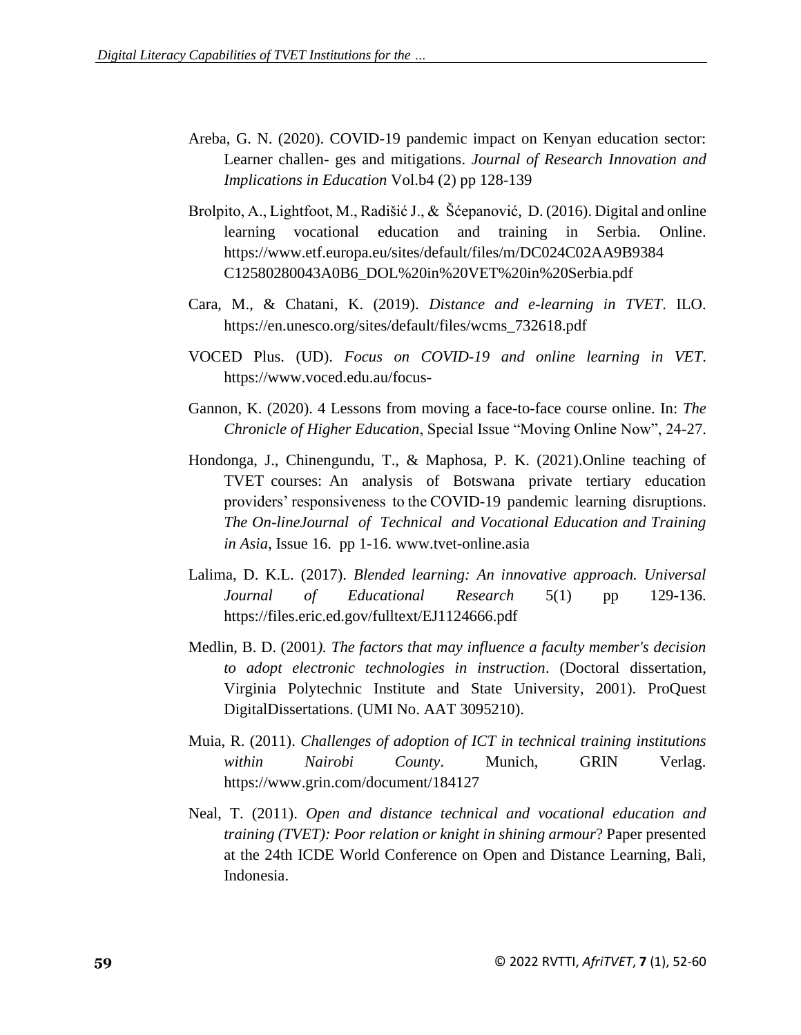Areba, G. N. (2020). COVID-19 pandemic impact on Kenyan education sector: Learner challen- ges and mitigations. *Journal of Research Innovation and Implications in Education* Vol.b4 (2) pp 128-139

Brolpito, A., Lightfoot, M., Radišić J., & Šćepanović, D. (2016). Digital and online learning vocational education and training in Serbia. Online. https://www.etf.europa.eu/sites/default/files/m/DC024C02AA9B9384 C12580280043A0B6_DOL%20in%20VET%20in%20Serbia.pdf

Cara, M., & Chatani, K. (2019). *Distance and e-learning in TVET*. ILO. https://en.unesco.org/sites/default/files/wcms_732618.pdf

VOCED Plus. (UD). *Focus on COVID-19 and online learning in VET*. https://www.voced.edu.au/focus-

Gannon, K. (2020). 4 Lessons from moving a face-to-face course online. In: *The Chronicle of Higher Education*, Special Issue "Moving Online Now", 24-27.

Hondonga, J., Chinengundu, T., & Maphosa, P. K. (2021).Online teaching of TVET courses: An analysis of Botswana private tertiary education providers' responsiveness to the COVID-19 pandemic learning disruptions. *The On-lineJournal of Technical and Vocational Education and Training in Asia*, Issue 16. pp 1-16. www.tvet-online.asia

Lalima, D. K.L. (2017). *Blended learning: An innovative approach. Universal Journal of Educational Research* 5(1) pp 129-136. https://files.eric.ed.gov/fulltext/EJ1124666.pdf

Medlin, B. D. (2001*). The factors that may influence a faculty member's decision to adopt electronic technologies in instruction*. (Doctoral dissertation, Virginia Polytechnic Institute and State University, 2001). ProQuest DigitalDissertations. (UMI No. AAT 3095210).

Muia, R. (2011). *Challenges of adoption of ICT in technical training institutions within Nairobi County*. Munich, GRIN Verlag. https://www.grin.com/document/184127

Neal, T. (2011). *Open and distance technical and vocational education and training (TVET): Poor relation or knight in shining armour*? Paper presented at the 24th ICDE World Conference on Open and Distance Learning, Bali, Indonesia.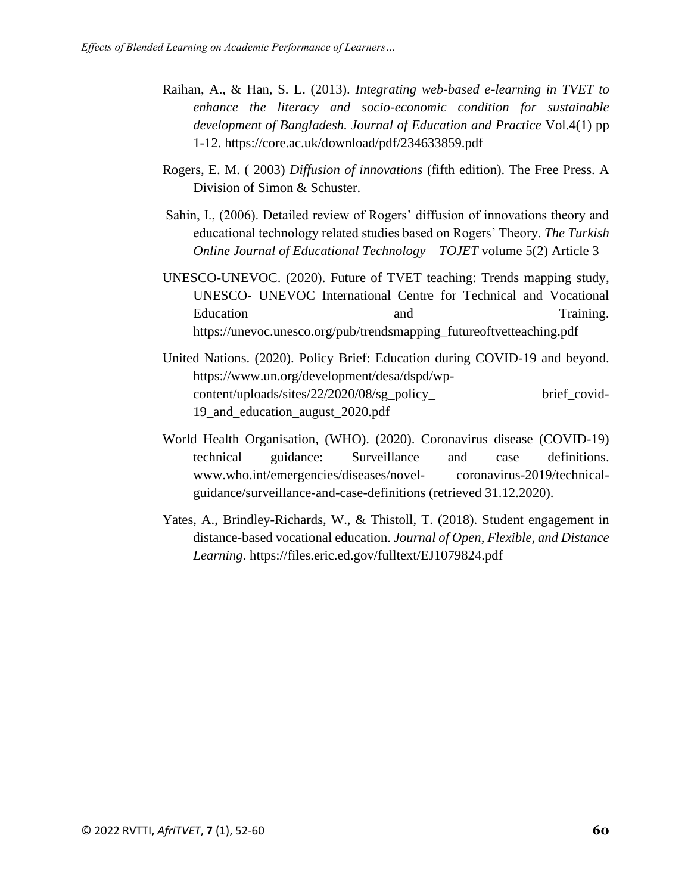Raihan, A., & Han, S. L. (2013). *Integrating web-based e-learning in TVET to enhance the literacy and socio-economic condition for sustainable development of Bangladesh. Journal of Education and Practice* Vol.4(1) pp 1-12. https://core.ac.uk/download/pdf/234633859.pdf

Rogers, E. M. ( 2003) *Diffusion of innovations* (fifth edition). The Free Press. A Division of Simon & Schuster.

Sahin, I., (2006). Detailed review of Rogers' diffusion of innovations theory and educational technology related studies based on Rogers' Theory. *The Turkish Online Journal of Educational Technology – TOJET* volume 5(2) Article 3

UNESCO-UNEVOC. (2020). Future of TVET teaching: Trends mapping study, UNESCO- UNEVOC International Centre for Technical and Vocational Education and Training. https://unevoc.unesco.org/pub/trendsmapping_futureoftvetteaching.pdf

United Nations. (2020). Policy Brief: Education during COVID-19 and beyond. https://www.un.org/development/desa/dspd/wp-content/uploads/sites/22/2020/08/sg_policy_ brief_covid-19_and_education_august_2020.pdf

World Health Organisation, (WHO). (2020). Coronavirus disease (COVID-19) technical guidance: Surveillance and case definitions. www.who.int/emergencies/diseases/novel- coronavirus-2019/technical-guidance/surveillance-and-case-definitions (retrieved 31.12.2020).

Yates, A., Brindley-Richards, W., & Thistoll, T. (2018). Student engagement in distance-based vocational education. *Journal of Open, Flexible, and Distance Learning*. https://files.eric.ed.gov/fulltext/EJ1079824.pdf